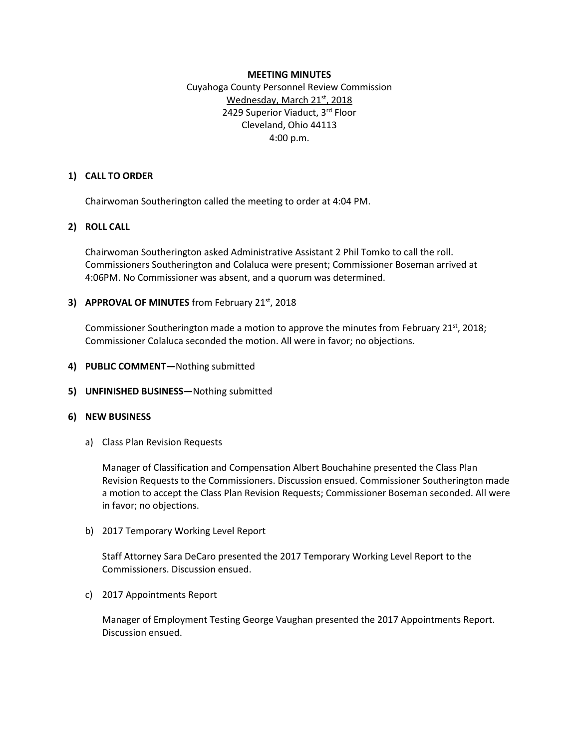**MEETING MINUTES**

Cuyahoga County Personnel Review Commission
Wednesday, March 21st, 2018
2429 Superior Viaduct, 3rd Floor
Cleveland, Ohio 44113
4:00 p.m.

**1) CALL TO ORDER**

Chairwoman Southerington called the meeting to order at 4:04 PM.

**2) ROLL CALL**

Chairwoman Southerington asked Administrative Assistant 2 Phil Tomko to call the roll. Commissioners Southerington and Colaluca were present; Commissioner Boseman arrived at 4:06PM. No Commissioner was absent, and a quorum was determined.

**3) APPROVAL OF MINUTES** from February 21st, 2018

Commissioner Southerington made a motion to approve the minutes from February 21st, 2018; Commissioner Colaluca seconded the motion. All were in favor; no objections.

**4) PUBLIC COMMENT—**Nothing submitted

**5) UNFINISHED BUSINESS—**Nothing submitted

**6) NEW BUSINESS**

a) Class Plan Revision Requests

Manager of Classification and Compensation Albert Bouchahine presented the Class Plan Revision Requests to the Commissioners. Discussion ensued. Commissioner Southerington made a motion to accept the Class Plan Revision Requests; Commissioner Boseman seconded. All were in favor; no objections.

b) 2017 Temporary Working Level Report

Staff Attorney Sara DeCaro presented the 2017 Temporary Working Level Report to the Commissioners. Discussion ensued.

c) 2017 Appointments Report

Manager of Employment Testing George Vaughan presented the 2017 Appointments Report. Discussion ensued.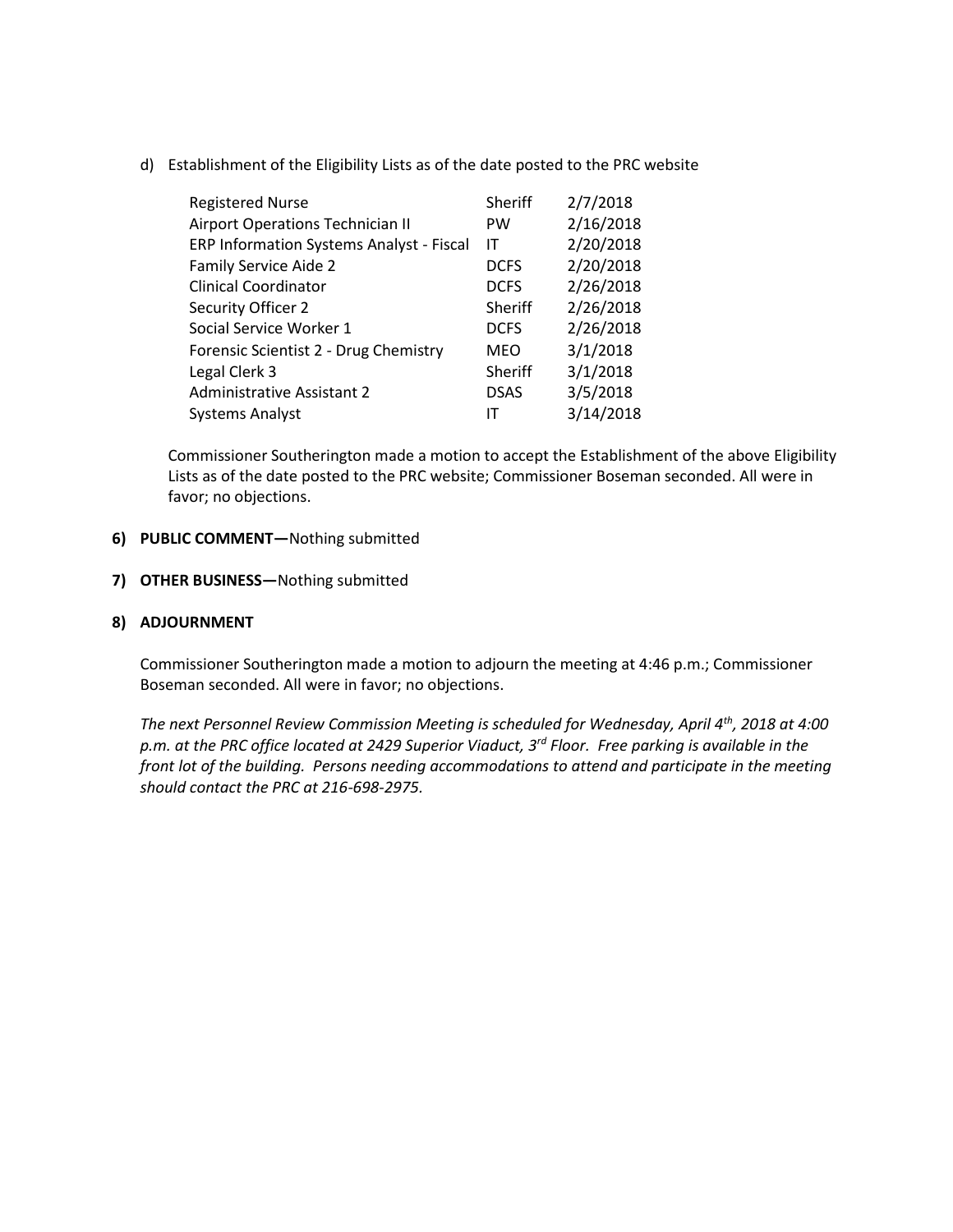d) Establishment of the Eligibility Lists as of the date posted to the PRC website

| | | |
|---|---|---|
| Registered Nurse | Sheriff | 2/7/2018 |
| Airport Operations Technician II | PW | 2/16/2018 |
| ERP Information Systems Analyst - Fiscal | IT | 2/20/2018 |
| Family Service Aide 2 | DCFS | 2/20/2018 |
| Clinical Coordinator | DCFS | 2/26/2018 |
| Security Officer 2 | Sheriff | 2/26/2018 |
| Social Service Worker 1 | DCFS | 2/26/2018 |
| Forensic Scientist 2 - Drug Chemistry | MEO | 3/1/2018 |
| Legal Clerk 3 | Sheriff | 3/1/2018 |
| Administrative Assistant 2 | DSAS | 3/5/2018 |
| Systems Analyst | IT | 3/14/2018 |

Commissioner Southerington made a motion to accept the Establishment of the above Eligibility Lists as of the date posted to the PRC website; Commissioner Boseman seconded. All were in favor; no objections.

**6) PUBLIC COMMENT—**Nothing submitted

**7) OTHER BUSINESS—**Nothing submitted

**8) ADJOURNMENT**

Commissioner Southerington made a motion to adjourn the meeting at 4:46 p.m.; Commissioner Boseman seconded. All were in favor; no objections.

*The next Personnel Review Commission Meeting is scheduled for Wednesday, April 4th, 2018 at 4:00 p.m. at the PRC office located at 2429 Superior Viaduct, 3rd Floor. Free parking is available in the front lot of the building. Persons needing accommodations to attend and participate in the meeting should contact the PRC at 216-698-2975.*